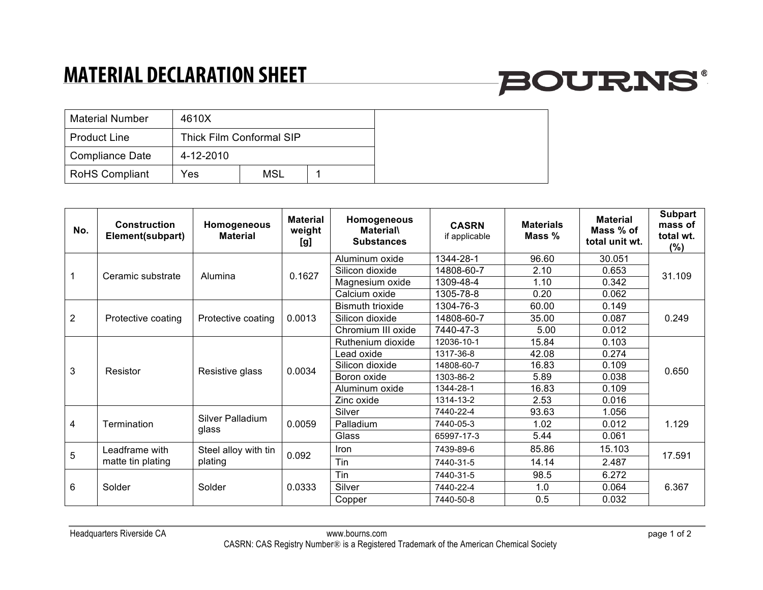# MATERIAL DECLARATION SHEET

BOURNS®

| Material Number | 4610X | | |
|---|---|---|---|
| Product Line | Thick Film Conformal SIP | | |
| Compliance Date | 4-12-2010 | | |
| RoHS Compliant | Yes | MSL | 1 |

| No. | Construction Element(subpart) | Homogeneous Material | Material weight [g] | Homogeneous Material\ Substances | CASRN if applicable | Materials Mass % | Material Mass % of total unit wt. | Subpart mass of total wt. (%) |
|---|---|---|---|---|---|---|---|---|
| 1 | Ceramic substrate | Alumina | 0.1627 | Aluminum oxide | 1344-28-1 | 96.60 | 30.051 | 31.109 |
| | | | | Silicon dioxide | 14808-60-7 | 2.10 | 0.653 | |
| | | | | Magnesium oxide | 1309-48-4 | 1.10 | 0.342 | |
| | | | | Calcium oxide | 1305-78-8 | 0.20 | 0.062 | |
| 2 | Protective coating | Protective coating | 0.0013 | Bismuth trioxide | 1304-76-3 | 60.00 | 0.149 | 0.249 |
| | | | | Silicon dioxide | 14808-60-7 | 35.00 | 0.087 | |
| | | | | Chromium III oxide | 7440-47-3 | 5.00 | 0.012 | |
| 3 | Resistor | Resistive glass | 0.0034 | Ruthenium dioxide | 12036-10-1 | 15.84 | 0.103 | 0.650 |
| | | | | Lead oxide | 1317-36-8 | 42.08 | 0.274 | |
| | | | | Silicon dioxide | 14808-60-7 | 16.83 | 0.109 | |
| | | | | Boron oxide | 1303-86-2 | 5.89 | 0.038 | |
| | | | | Aluminum oxide | 1344-28-1 | 16.83 | 0.109 | |
| | | | | Zinc oxide | 1314-13-2 | 2.53 | 0.016 | |
| 4 | Termination | Silver Palladium glass | 0.0059 | Silver | 7440-22-4 | 93.63 | 1.056 | 1.129 |
| | | | | Palladium | 7440-05-3 | 1.02 | 0.012 | |
| | | | | Glass | 65997-17-3 | 5.44 | 0.061 | |
| 5 | Leadframe with matte tin plating | Steel alloy with tin plating | 0.092 | Iron | 7439-89-6 | 85.86 | 15.103 | 17.591 |
| | | | | Tin | 7440-31-5 | 14.14 | 2.487 | |
| 6 | Solder | Solder | 0.0333 | Tin | 7440-31-5 | 98.5 | 6.272 | 6.367 |
| | | | | Silver | 7440-22-4 | 1.0 | 0.064 | |
| | | | | Copper | 7440-50-8 | 0.5 | 0.032 | |

Headquarters Riverside CA www.bourns.com

CASRN: CAS Registry Number® is a Registered Trademark of the American Chemical Society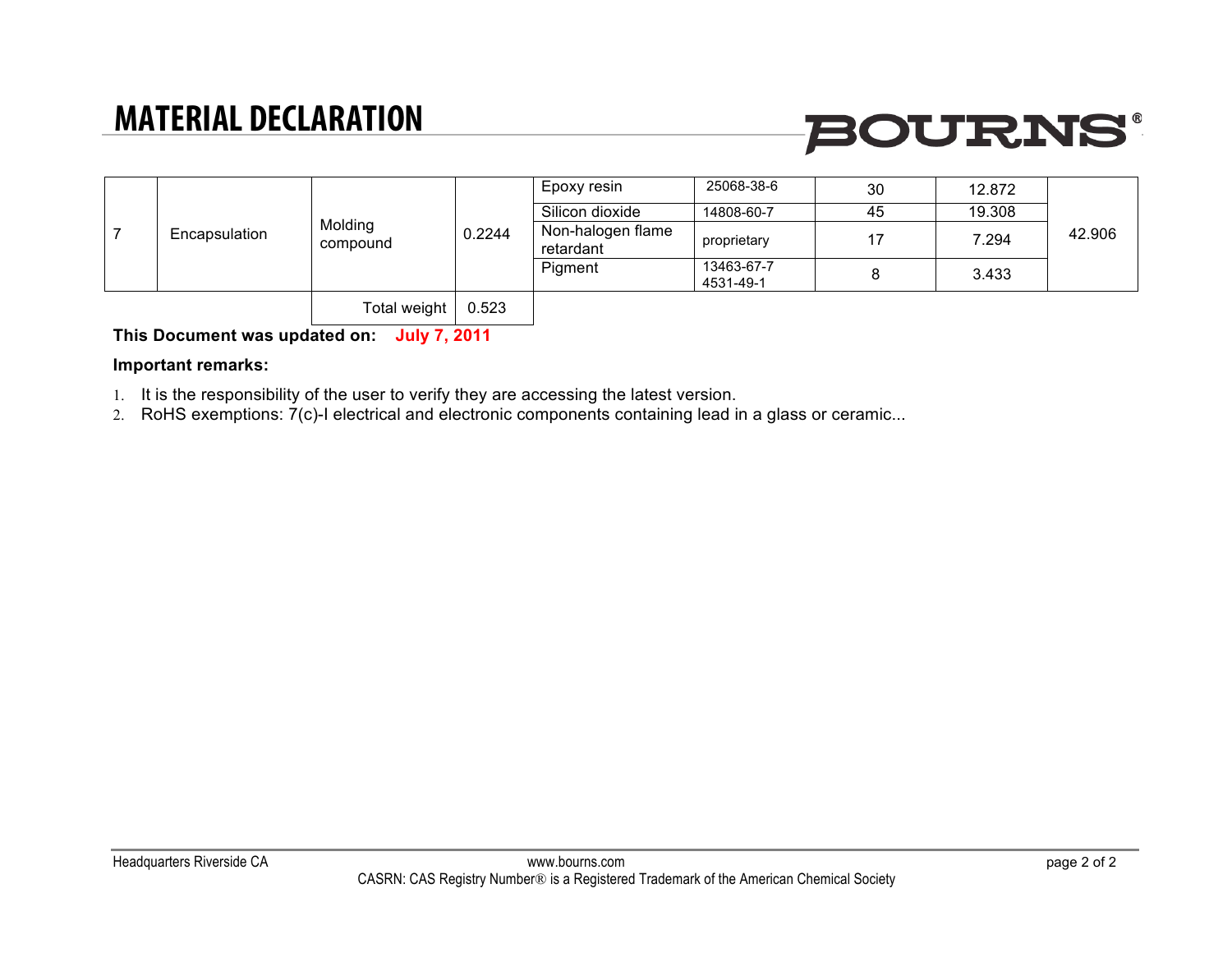# MATERIAL DECLARATION

| | | | | | | | | |
|---|---|---|---|---|---|---|---|---|
| 7 | Encapsulation | Molding compound | 0.2244 | Epoxy resin | 25068-38-6 | 30 | 12.872 | 42.906 |
| | | | | Silicon dioxide | 14808-60-7 | 45 | 19.308 | |
| | | | | Non-halogen flame retardant | proprietary | 17 | 7.294 | |
| | | | | Pigment | 13463-67-7 4531-49-1 | 8 | 3.433 | |
| | | Total weight | 0.523 | | | | | |

**This Document was updated on: July 7, 2011**

**Important remarks:**

1. It is the responsibility of the user to verify they are accessing the latest version.
2. RoHS exemptions: 7(c)-I electrical and electronic components containing lead in a glass or ceramic...

Headquarters Riverside CA www.bourns.com

CASRN: CAS Registry Number® is a Registered Trademark of the American Chemical Society